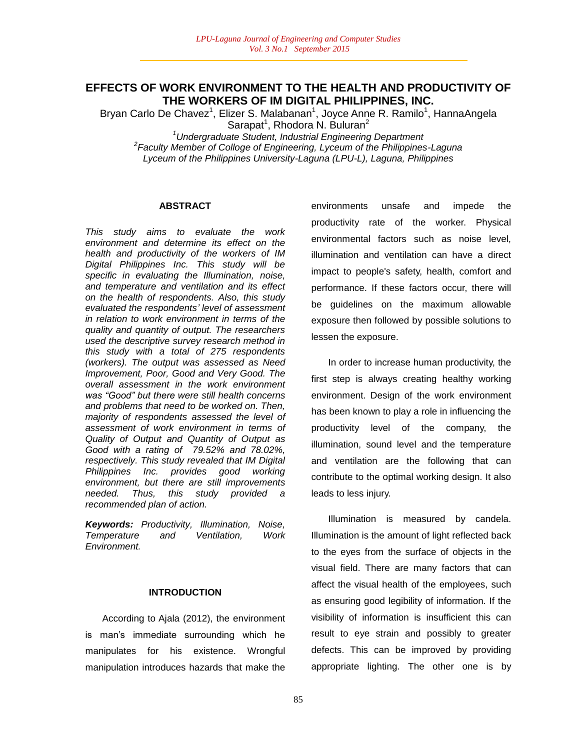# EFFECTS OF WORK ENVIRONMENT TO THE HEALTH AND PRODUCTIVITY OF THE WORKERS OF IM DIGITAL PHILIPPINES, INC.

Bryan Carlo De Chavez[1], Elizer S. Malabanan[1], Joyce Anne R. Ramilo[1], HannaAngela Sarapat[1], Rhodora N. Buluran[2]

[1]*Undergraduate Student, Industrial Engineering Department*

[2]*Faculty Member of Colloge of Engineering, Lyceum of the Philippines-Laguna*

*Lyceum of the Philippines University-Laguna (LPU-L), Laguna, Philippines*

## ABSTRACT

*This study aims to evaluate the work environment and determine its effect on the health and productivity of the workers of IM Digital Philippines Inc. This study will be specific in evaluating the Illumination, noise, and temperature and ventilation and its effect on the health of respondents. Also, this study evaluated the respondents' level of assessment in relation to work environment in terms of the quality and quantity of output. The researchers used the descriptive survey research method in this study with a total of 275 respondents (workers). The output was assessed as Need Improvement, Poor, Good and Very Good. The overall assessment in the work environment was "Good" but there were still health concerns and problems that need to be worked on. Then, majority of respondents assessed the level of assessment of work environment in terms of Quality of Output and Quantity of Output as Good with a rating of 79.52% and 78.02%, respectively. This study revealed that IM Digital Philippines Inc. provides good working environment, but there are still improvements needed. Thus, this study provided a recommended plan of action.*

***Keywords:*** *Productivity, Illumination, Noise, Temperature and Ventilation, Work Environment.*

## INTRODUCTION

According to Ajala (2012), the environment is man's immediate surrounding which he manipulates for his existence. Wrongful manipulation introduces hazards that make the environments unsafe and impede the productivity rate of the worker. Physical environmental factors such as noise level, illumination and ventilation can have a direct impact to people's safety, health, comfort and performance. If these factors occur, there will be guidelines on the maximum allowable exposure then followed by possible solutions to lessen the exposure.

In order to increase human productivity, the first step is always creating healthy working environment. Design of the work environment has been known to play a role in influencing the productivity level of the company, the illumination, sound level and the temperature and ventilation are the following that can contribute to the optimal working design. It also leads to less injury.

Illumination is measured by candela. Illumination is the amount of light reflected back to the eyes from the surface of objects in the visual field. There are many factors that can affect the visual health of the employees, such as ensuring good legibility of information. If the visibility of information is insufficient this can result to eye strain and possibly to greater defects. This can be improved by providing appropriate lighting. The other one is by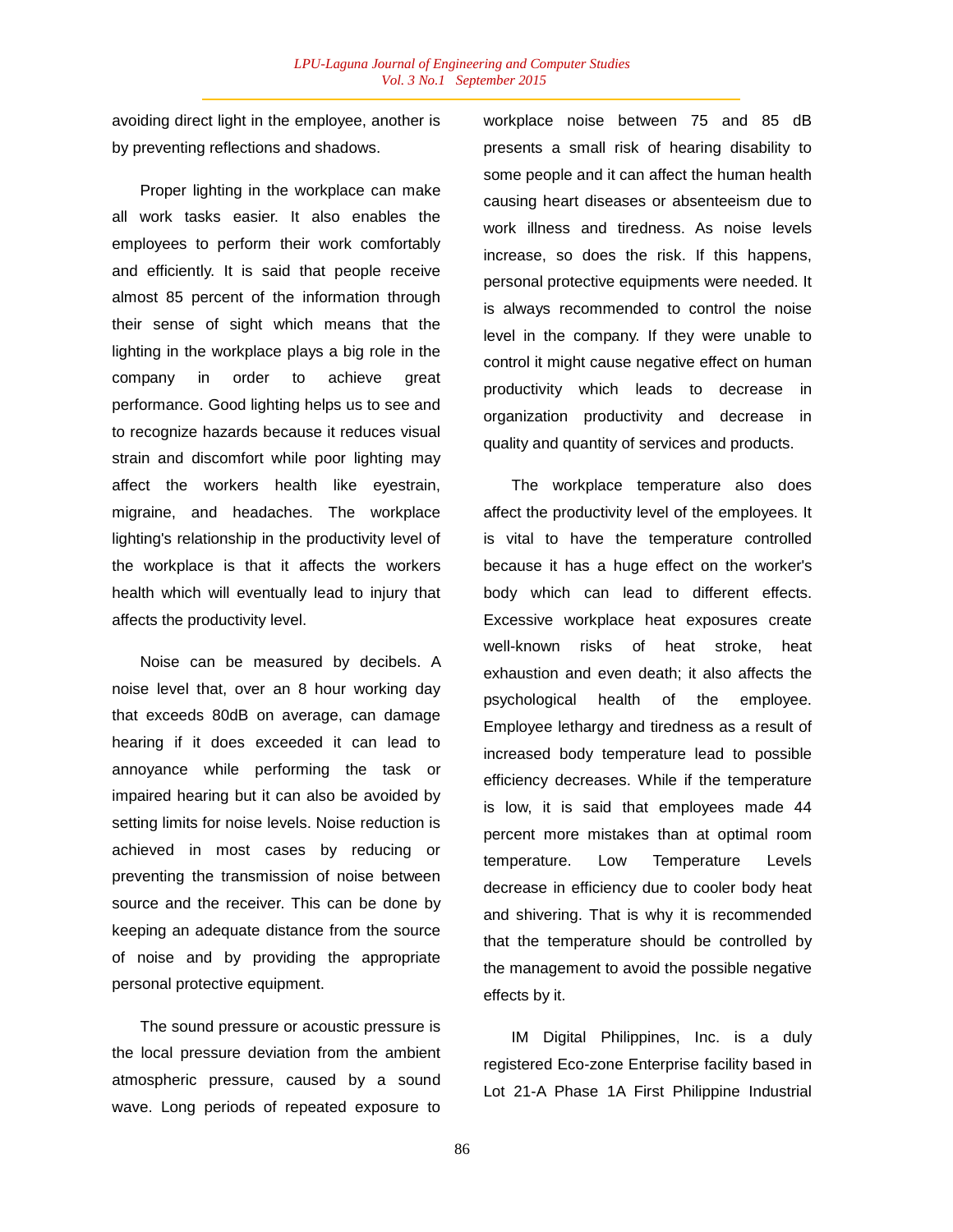avoiding direct light in the employee, another is by preventing reflections and shadows.

Proper lighting in the workplace can make all work tasks easier. It also enables the employees to perform their work comfortably and efficiently. It is said that people receive almost 85 percent of the information through their sense of sight which means that the lighting in the workplace plays a big role in the company in order to achieve great performance. Good lighting helps us to see and to recognize hazards because it reduces visual strain and discomfort while poor lighting may affect the workers health like eyestrain, migraine, and headaches. The workplace lighting's relationship in the productivity level of the workplace is that it affects the workers health which will eventually lead to injury that affects the productivity level.

Noise can be measured by decibels. A noise level that, over an 8 hour working day that exceeds 80dB on average, can damage hearing if it does exceeded it can lead to annoyance while performing the task or impaired hearing but it can also be avoided by setting limits for noise levels. Noise reduction is achieved in most cases by reducing or preventing the transmission of noise between source and the receiver. This can be done by keeping an adequate distance from the source of noise and by providing the appropriate personal protective equipment.

The sound pressure or acoustic pressure is the local pressure deviation from the ambient atmospheric pressure, caused by a sound wave. Long periods of repeated exposure to workplace noise between 75 and 85 dB presents a small risk of hearing disability to some people and it can affect the human health causing heart diseases or absenteeism due to work illness and tiredness. As noise levels increase, so does the risk. If this happens, personal protective equipments were needed. It is always recommended to control the noise level in the company. If they were unable to control it might cause negative effect on human productivity which leads to decrease in organization productivity and decrease in quality and quantity of services and products.

The workplace temperature also does affect the productivity level of the employees. It is vital to have the temperature controlled because it has a huge effect on the worker's body which can lead to different effects. Excessive workplace heat exposures create well-known risks of heat stroke, heat exhaustion and even death; it also affects the psychological health of the employee. Employee lethargy and tiredness as a result of increased body temperature lead to possible efficiency decreases. While if the temperature is low, it is said that employees made 44 percent more mistakes than at optimal room temperature. Low Temperature Levels decrease in efficiency due to cooler body heat and shivering. That is why it is recommended that the temperature should be controlled by the management to avoid the possible negative effects by it.

IM Digital Philippines, Inc. is a duly registered Eco-zone Enterprise facility based in Lot 21-A Phase 1A First Philippine Industrial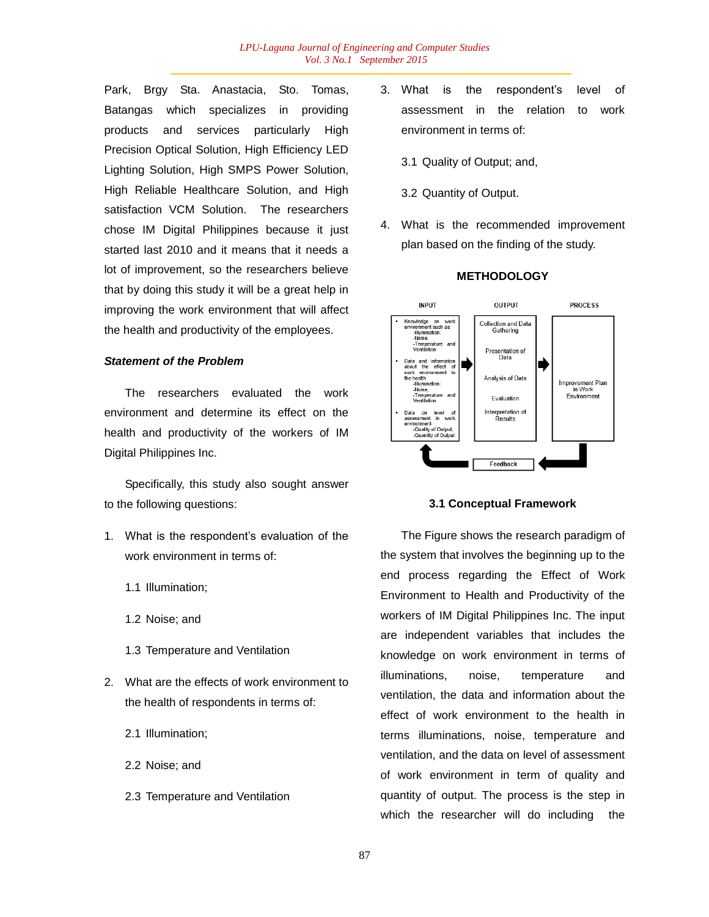Park, Brgy Sta. Anastacia, Sto. Tomas, Batangas which specializes in providing products and services particularly High Precision Optical Solution, High Efficiency LED Lighting Solution, High SMPS Power Solution, High Reliable Healthcare Solution, and High satisfaction VCM Solution. The researchers chose IM Digital Philippines because it just started last 2010 and it means that it needs a lot of improvement, so the researchers believe that by doing this study it will be a great help in improving the work environment that will affect the health and productivity of the employees.

### *Statement of the Problem*

The researchers evaluated the work environment and determine its effect on the health and productivity of the workers of IM Digital Philippines Inc.

Specifically, this study also sought answer to the following questions:

1. What is the respondent's evaluation of the work environment in terms of:

   1.1 Illumination;

   1.2 Noise; and

   1.3 Temperature and Ventilation

2. What are the effects of work environment to the health of respondents in terms of:

   2.1 Illumination;

   2.2 Noise; and

   2.3 Temperature and Ventilation

3. What is the respondent's level of assessment in the relation to work environment in terms of:

   3.1 Quality of Output; and,

   3.2 Quantity of Output.

4. What is the recommended improvement plan based on the finding of the study.

## METHODOLOGY

| INPUT | OUTPUT | PROCESS |
|---|---|---|
| • Knowledge on work environment such as: -Illumination; -Noise; -Temperature and Ventilation<br>• Data and information about the effect of work environment to the health -Illumination; -Noise; -Temperature and Ventilation<br>• Data on level of assessment in work environment -Quality of Output; -Quantity of Output | Collection and Data Gathering<br>Presentation of Data<br>Analysis of Data<br>Evaluation<br>Interpretation of Results | Improvement Plan in Work Environment |

Feedback

**3.1 Conceptual Framework**

The Figure shows the research paradigm of the system that involves the beginning up to the end process regarding the Effect of Work Environment to Health and Productivity of the workers of IM Digital Philippines Inc. The input are independent variables that includes the knowledge on work environment in terms of illuminations, noise, temperature and ventilation, the data and information about the effect of work environment to the health in terms illuminations, noise, temperature and ventilation, and the data on level of assessment of work environment in term of quality and quantity of output. The process is the step in which the researcher will do including the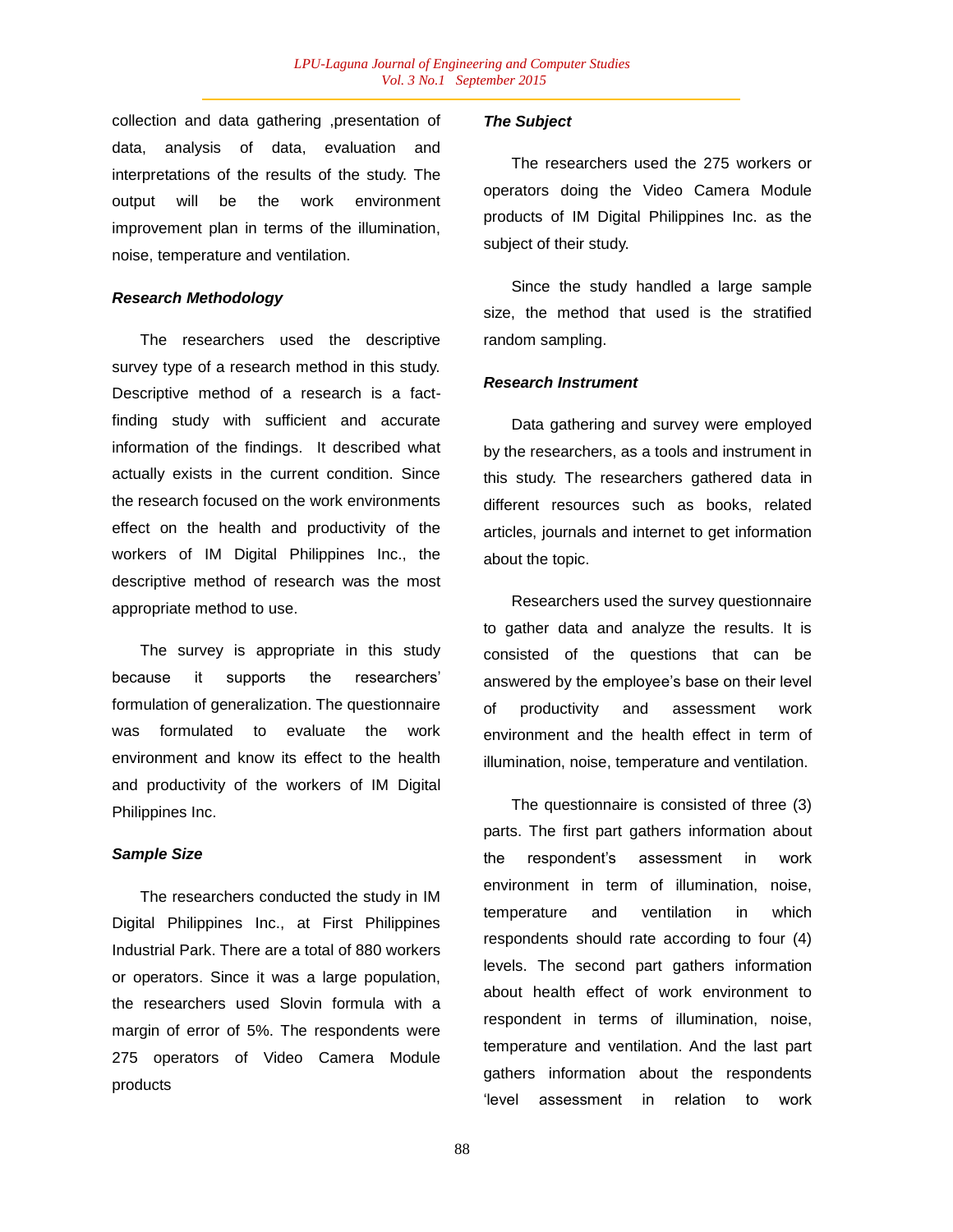collection and data gathering ,presentation of data, analysis of data, evaluation and interpretations of the results of the study. The output will be the work environment improvement plan in terms of the illumination, noise, temperature and ventilation.

***Research Methodology***

The researchers used the descriptive survey type of a research method in this study. Descriptive method of a research is a fact-finding study with sufficient and accurate information of the findings.  It described what actually exists in the current condition. Since the research focused on the work environments effect on the health and productivity of the workers of IM Digital Philippines Inc., the descriptive method of research was the most appropriate method to use.

The survey is appropriate in this study because it supports the researchers' formulation of generalization. The questionnaire was formulated to evaluate the work environment and know its effect to the health and productivity of the workers of IM Digital Philippines Inc.

***Sample Size***

The researchers conducted the study in IM Digital Philippines Inc., at First Philippines Industrial Park. There are a total of 880 workers or operators. Since it was a large population, the researchers used Slovin formula with a margin of error of 5%. The respondents were 275 operators of Video Camera Module products

***The Subject***

The researchers used the 275 workers or operators doing the Video Camera Module products of IM Digital Philippines Inc. as the subject of their study.

Since the study handled a large sample size, the method that used is the stratified random sampling.

***Research Instrument***

Data gathering and survey were employed by the researchers, as a tools and instrument in this study. The researchers gathered data in different resources such as books, related articles, journals and internet to get information about the topic.

Researchers used the survey questionnaire to gather data and analyze the results. It is consisted of the questions that can be answered by the employee's base on their level of productivity and assessment work environment and the health effect in term of illumination, noise, temperature and ventilation.

The questionnaire is consisted of three (3) parts. The first part gathers information about the respondent's assessment in work environment in term of illumination, noise, temperature and ventilation in which respondents should rate according to four (4) levels. The second part gathers information about health effect of work environment to respondent in terms of illumination, noise, temperature and ventilation. And the last part gathers information about the respondents 'level assessment in relation to work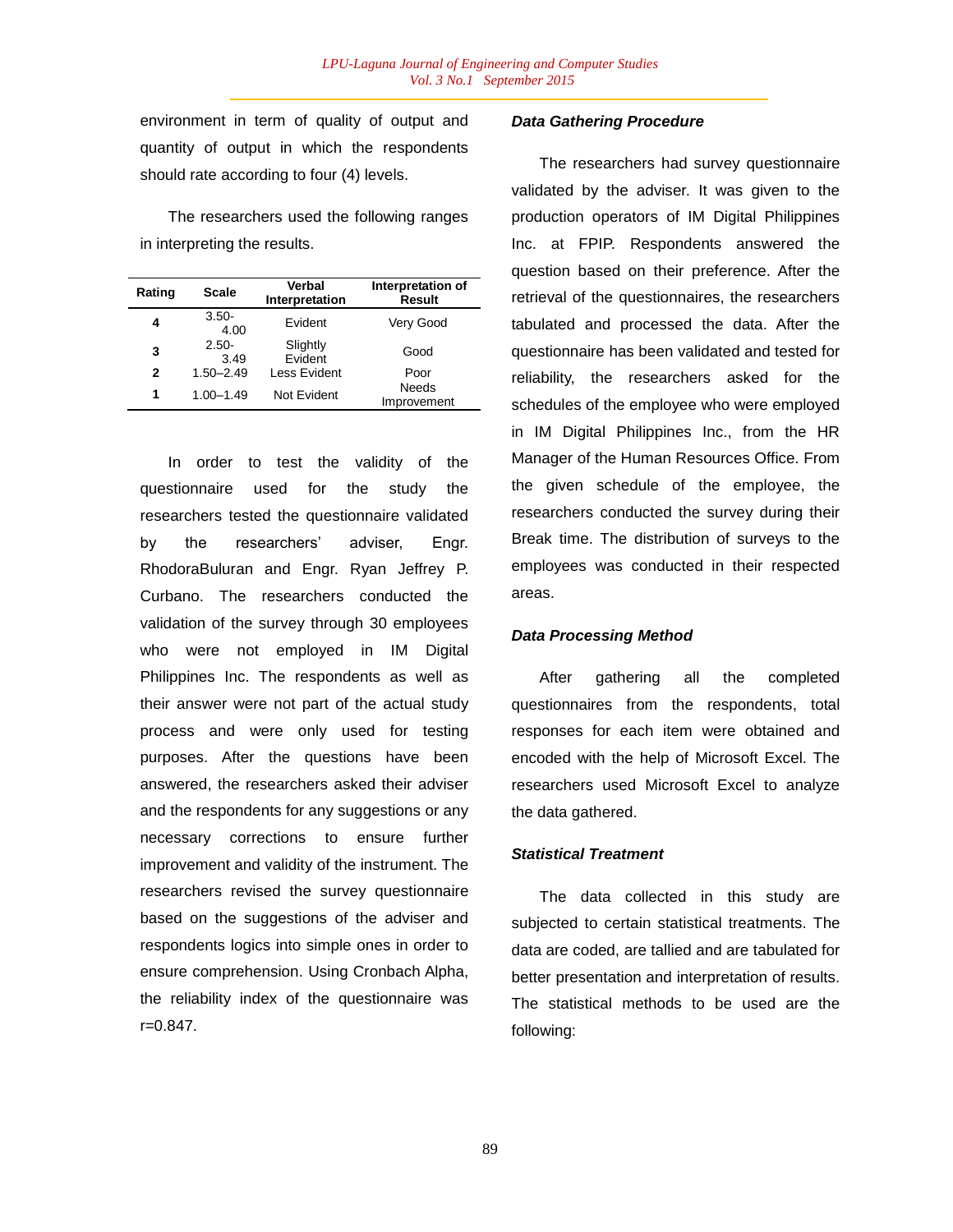environment in term of quality of output and quantity of output in which the respondents should rate according to four (4) levels.

The researchers used the following ranges in interpreting the results.

| Rating | Scale | Verbal Interpretation | Interpretation of Result |
|---|---|---|---|
| 4 | 3.50-4.00 | Evident | Very Good |
| 3 | 2.50-3.49 | Slightly Evident | Good |
| 2 | 1.50–2.49 | Less Evident | Poor |
| 1 | 1.00–1.49 | Not Evident | Needs Improvement |

In order to test the validity of the questionnaire used for the study the researchers tested the questionnaire validated by the researchers' adviser, Engr. RhodoraBuluran and Engr. Ryan Jeffrey P. Curbano. The researchers conducted the validation of the survey through 30 employees who were not employed in IM Digital Philippines Inc. The respondents as well as their answer were not part of the actual study process and were only used for testing purposes. After the questions have been answered, the researchers asked their adviser and the respondents for any suggestions or any necessary corrections to ensure further improvement and validity of the instrument. The researchers revised the survey questionnaire based on the suggestions of the adviser and respondents logics into simple ones in order to ensure comprehension. Using Cronbach Alpha, the reliability index of the questionnaire was r=0.847.

***Data Gathering Procedure***

The researchers had survey questionnaire validated by the adviser. It was given to the production operators of IM Digital Philippines Inc. at FPIP. Respondents answered the question based on their preference. After the retrieval of the questionnaires, the researchers tabulated and processed the data. After the questionnaire has been validated and tested for reliability, the researchers asked for the schedules of the employee who were employed in IM Digital Philippines Inc., from the HR Manager of the Human Resources Office. From the given schedule of the employee, the researchers conducted the survey during their Break time. The distribution of surveys to the employees was conducted in their respected areas.

***Data Processing Method***

After gathering all the completed questionnaires from the respondents, total responses for each item were obtained and encoded with the help of Microsoft Excel. The researchers used Microsoft Excel to analyze the data gathered.

***Statistical Treatment***

The data collected in this study are subjected to certain statistical treatments. The data are coded, are tallied and are tabulated for better presentation and interpretation of results. The statistical methods to be used are the following: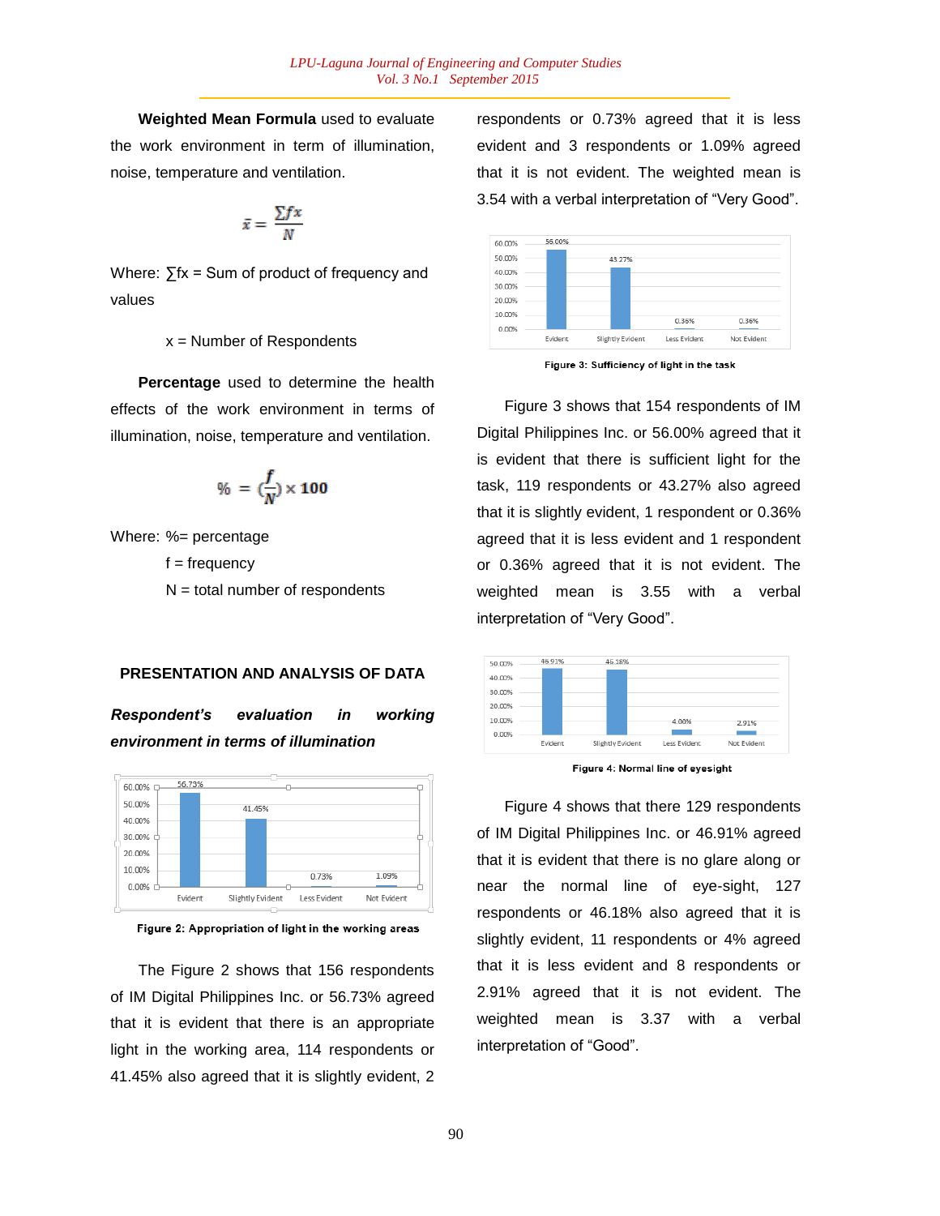**Weighted Mean Formula** used to evaluate the work environment in term of illumination, noise, temperature and ventilation.

$$\bar{x} = \frac{\sum fx}{N}$$

Where: ∑fx = Sum of product of frequency and values

x = Number of Respondents

**Percentage** used to determine the health effects of the work environment in terms of illumination, noise, temperature and ventilation.

$$\% = \left(\frac{f}{N}\right) \times 100$$

Where: %= percentage

f = frequency

N = total number of respondents

## PRESENTATION AND ANALYSIS OF DATA

***Respondent's evaluation in working environment in terms of illumination***

| | Evident | Slightly Evident | Less Evident | Not Evident |
|---|---|---|---|---|
| % | 56.73% | 41.45% | 0.73% | 1.09% |

Figure 2: Appropriation of light in the working areas

The Figure 2 shows that 156 respondents of IM Digital Philippines Inc. or 56.73% agreed that it is evident that there is an appropriate light in the working area, 114 respondents or 41.45% also agreed that it is slightly evident, 2 respondents or 0.73% agreed that it is less evident and 3 respondents or 1.09% agreed that it is not evident. The weighted mean is 3.54 with a verbal interpretation of "Very Good".

| | Evident | Slightly Evident | Less Evident | Not Evident |
|---|---|---|---|---|
| % | 56.00% | 43.27% | 0.36% | 0.36% |

Figure 3: Sufficiency of light in the task

Figure 3 shows that 154 respondents of IM Digital Philippines Inc. or 56.00% agreed that it is evident that there is sufficient light for the task, 119 respondents or 43.27% also agreed that it is slightly evident, 1 respondent or 0.36% agreed that it is less evident and 1 respondent or 0.36% agreed that it is not evident. The weighted mean is 3.55 with a verbal interpretation of "Very Good".

| | Evident | Slightly Evident | Less Evident | Not Evident |
|---|---|---|---|---|
| % | 46.91% | 46.18% | 4.00% | 2.91% |

Figure 4: Normal line of eyesight

Figure 4 shows that there 129 respondents of IM Digital Philippines Inc. or 46.91% agreed that it is evident that there is no glare along or near the normal line of eye-sight, 127 respondents or 46.18% also agreed that it is slightly evident, 11 respondents or 4% agreed that it is less evident and 8 respondents or 2.91% agreed that it is not evident. The weighted mean is 3.37 with a verbal interpretation of "Good".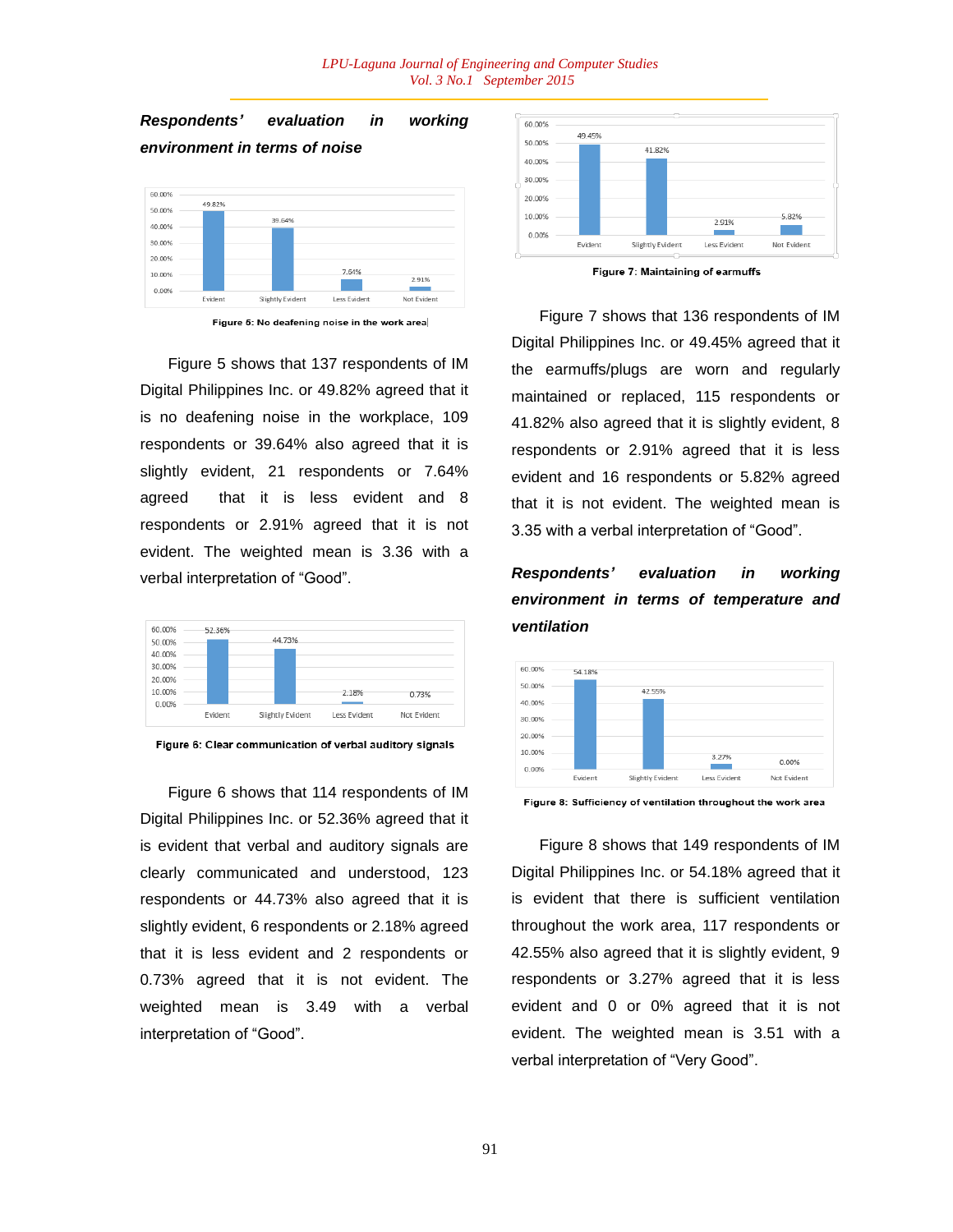***Respondents' evaluation in working environment in terms of noise***

Figure 5: No deafening noise in the work area

Figure 5 shows that 137 respondents of IM Digital Philippines Inc. or 49.82% agreed that it is no deafening noise in the workplace, 109 respondents or 39.64% also agreed that it is slightly evident, 21 respondents or 7.64% agreed that it is less evident and 8 respondents or 2.91% agreed that it is not evident. The weighted mean is 3.36 with a verbal interpretation of "Good".

Figure 6: Clear communication of verbal auditory signals

Figure 6 shows that 114 respondents of IM Digital Philippines Inc. or 52.36% agreed that it is evident that verbal and auditory signals are clearly communicated and understood, 123 respondents or 44.73% also agreed that it is slightly evident, 6 respondents or 2.18% agreed that it is less evident and 2 respondents or 0.73% agreed that it is not evident. The weighted mean is 3.49 with a verbal interpretation of "Good".

Figure 7: Maintaining of earmuffs

Figure 7 shows that 136 respondents of IM Digital Philippines Inc. or 49.45% agreed that it the earmuffs/plugs are worn and regularly maintained or replaced, 115 respondents or 41.82% also agreed that it is slightly evident, 8 respondents or 2.91% agreed that it is less evident and 16 respondents or 5.82% agreed that it is not evident. The weighted mean is 3.35 with a verbal interpretation of "Good".

***Respondents' evaluation in working environment in terms of temperature and ventilation***

Figure 8: Sufficiency of ventilation throughout the work area

Figure 8 shows that 149 respondents of IM Digital Philippines Inc. or 54.18% agreed that it is evident that there is sufficient ventilation throughout the work area, 117 respondents or 42.55% also agreed that it is slightly evident, 9 respondents or 3.27% agreed that it is less evident and 0 or 0% agreed that it is not evident. The weighted mean is 3.51 with a verbal interpretation of "Very Good".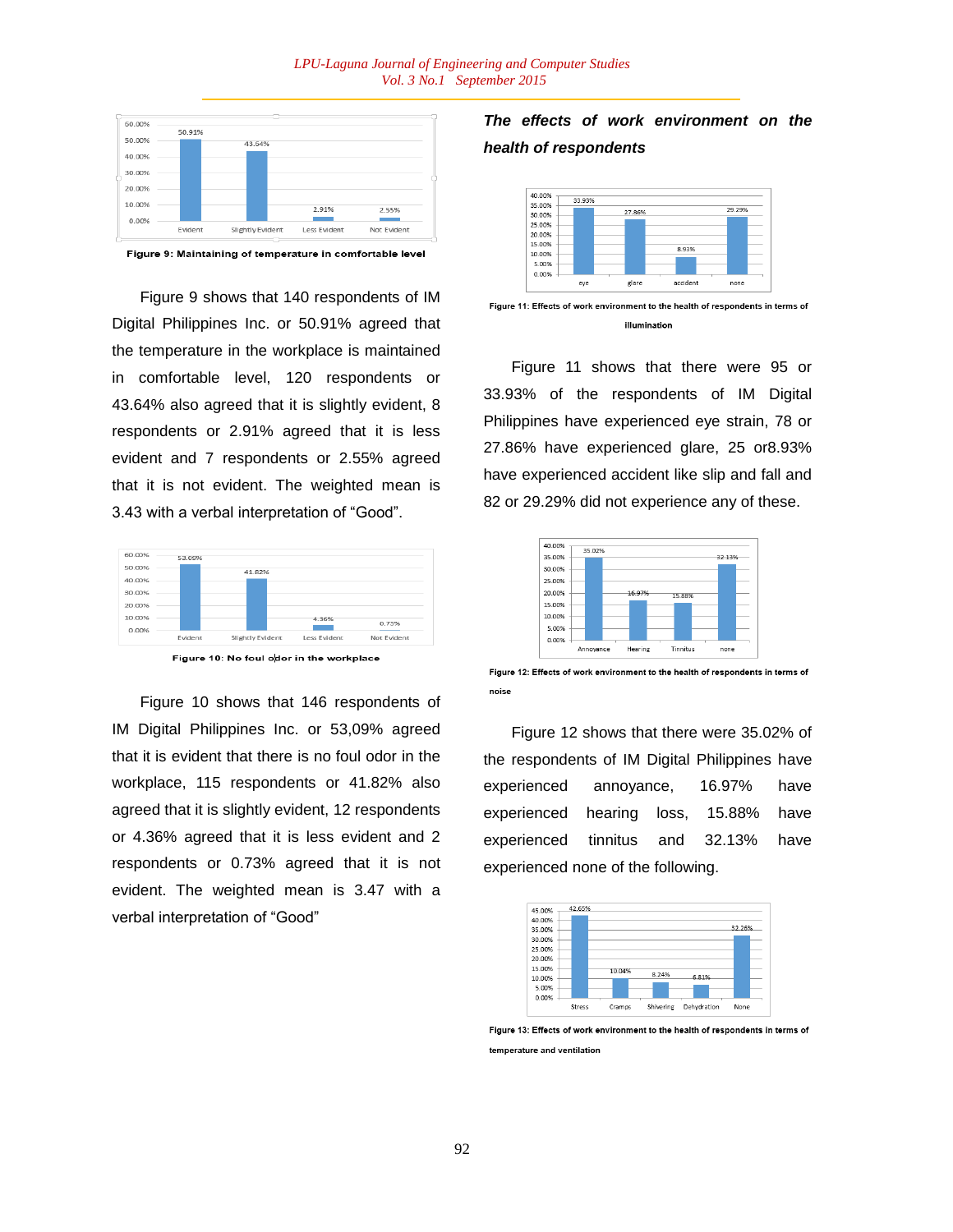Figure 9: Maintaining of temperature in comfortable level

Figure 9 shows that 140 respondents of IM Digital Philippines Inc. or 50.91% agreed that the temperature in the workplace is maintained in comfortable level, 120 respondents or 43.64% also agreed that it is slightly evident, 8 respondents or 2.91% agreed that it is less evident and 7 respondents or 2.55% agreed that it is not evident. The weighted mean is 3.43 with a verbal interpretation of “Good”.

Figure 10: No foul odor in the workplace

Figure 10 shows that 146 respondents of IM Digital Philippines Inc. or 53,09% agreed that it is evident that there is no foul odor in the workplace, 115 respondents or 41.82% also agreed that it is slightly evident, 12 respondents or 4.36% agreed that it is less evident and 2 respondents or 0.73% agreed that it is not evident. The weighted mean is 3.47 with a verbal interpretation of “Good”

***The effects of work environment on the health of respondents***

Figure 11: Effects of work environment to the health of respondents in terms of illumination

Figure 11 shows that there were 95 or 33.93% of the respondents of IM Digital Philippines have experienced eye strain, 78 or 27.86% have experienced glare, 25 or8.93% have experienced accident like slip and fall and 82 or 29.29% did not experience any of these.

Figure 12: Effects of work environment to the health of respondents in terms of noise

Figure 12 shows that there were 35.02% of the respondents of IM Digital Philippines have experienced annoyance, 16.97% have experienced hearing loss, 15.88% have experienced tinnitus and 32.13% have experienced none of the following.

Figure 13: Effects of work environment to the health of respondents in terms of temperature and ventilation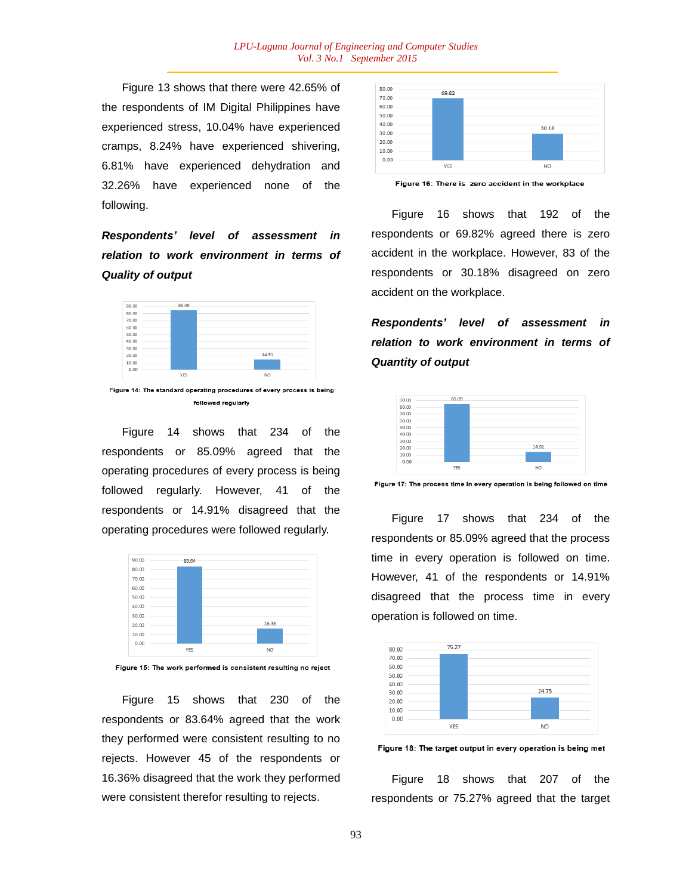Figure 13 shows that there were 42.65% of the respondents of IM Digital Philippines have experienced stress, 10.04% have experienced cramps, 8.24% have experienced shivering, 6.81% have experienced dehydration and 32.26% have experienced none of the following.

***Respondents' level of assessment in relation to work environment in terms of Quality of output***

Figure 14: The standard operating procedures of every process is being followed regularly

Figure 14 shows that 234 of the respondents or 85.09% agreed that the operating procedures of every process is being followed regularly. However, 41 of the respondents or 14.91% disagreed that the operating procedures were followed regularly.

Figure 15: The work performed is consistent resulting no reject

Figure 15 shows that 230 of the respondents or 83.64% agreed that the work they performed were consistent resulting to no rejects. However 45 of the respondents or 16.36% disagreed that the work they performed were consistent therefor resulting to rejects.

Figure 16: There is zero accident in the workplace

Figure 16 shows that 192 of the respondents or 69.82% agreed there is zero accident in the workplace. However, 83 of the respondents or 30.18% disagreed on zero accident on the workplace.

***Respondents' level of assessment in relation to work environment in terms of Quantity of output***

Figure 17: The process time in every operation is being followed on time

Figure 17 shows that 234 of the respondents or 85.09% agreed that the process time in every operation is followed on time. However, 41 of the respondents or 14.91% disagreed that the process time in every operation is followed on time.

Figure 18: The target output in every operation is being met

Figure 18 shows that 207 of the respondents or 75.27% agreed that the target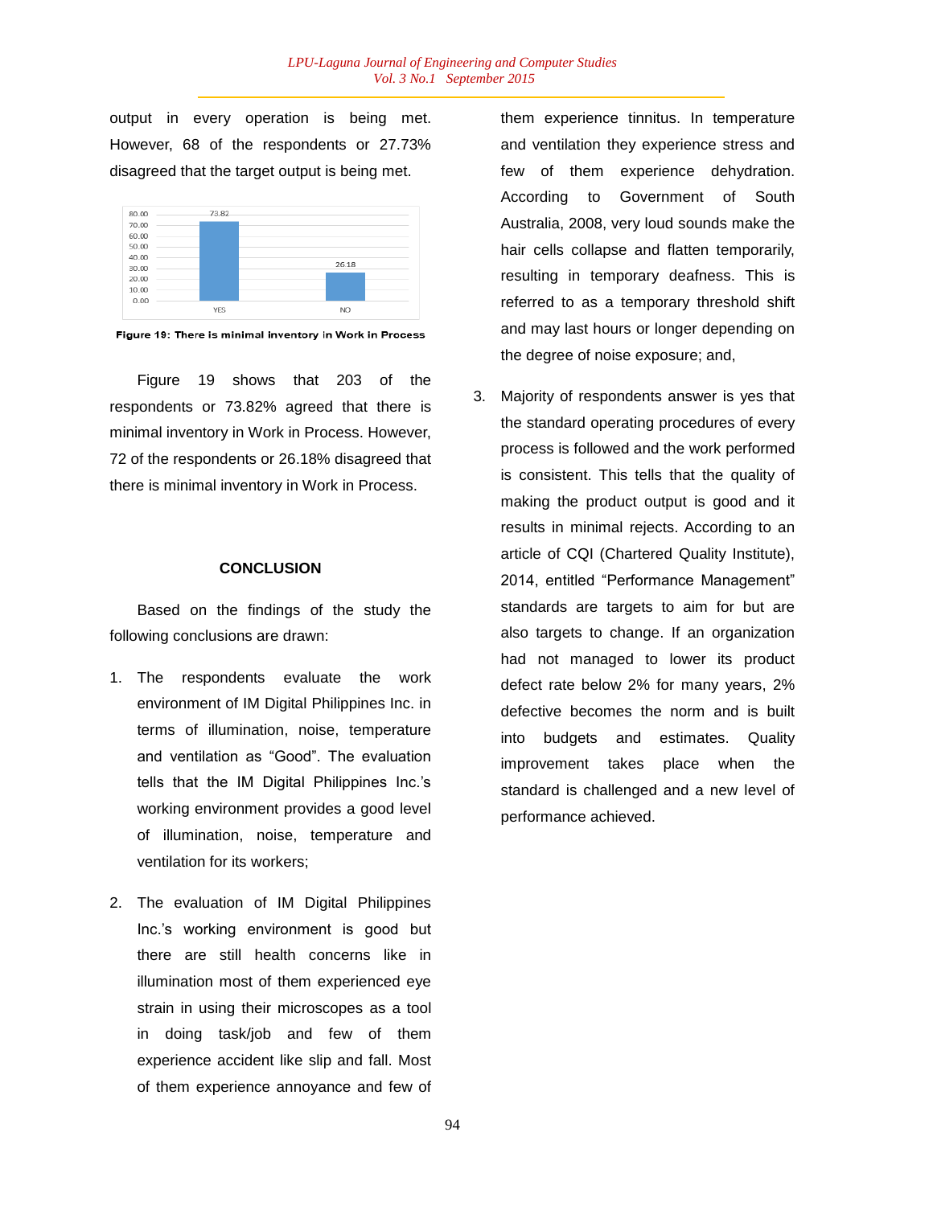output in every operation is being met. However, 68 of the respondents or 27.73% disagreed that the target output is being met.

**Figure 19: There is minimal inventory in Work in Process**

Figure 19 shows that 203 of the respondents or 73.82% agreed that there is minimal inventory in Work in Process. However, 72 of the respondents or 26.18% disagreed that there is minimal inventory in Work in Process.

## CONCLUSION

Based on the findings of the study the following conclusions are drawn:

1. The respondents evaluate the work environment of IM Digital Philippines Inc. in terms of illumination, noise, temperature and ventilation as "Good". The evaluation tells that the IM Digital Philippines Inc.'s working environment provides a good level of illumination, noise, temperature and ventilation for its workers;

2. The evaluation of IM Digital Philippines Inc.'s working environment is good but there are still health concerns like in illumination most of them experienced eye strain in using their microscopes as a tool in doing task/job and few of them experience accident like slip and fall. Most of them experience annoyance and few of them experience tinnitus. In temperature and ventilation they experience stress and few of them experience dehydration. According to Government of South Australia, 2008, very loud sounds make the hair cells collapse and flatten temporarily, resulting in temporary deafness. This is referred to as a temporary threshold shift and may last hours or longer depending on the degree of noise exposure; and,

3. Majority of respondents answer is yes that the standard operating procedures of every process is followed and the work performed is consistent. This tells that the quality of making the product output is good and it results in minimal rejects. According to an article of CQI (Chartered Quality Institute), 2014, entitled "Performance Management" standards are targets to aim for but are also targets to change. If an organization had not managed to lower its product defect rate below 2% for many years, 2% defective becomes the norm and is built into budgets and estimates. Quality improvement takes place when the standard is challenged and a new level of performance achieved.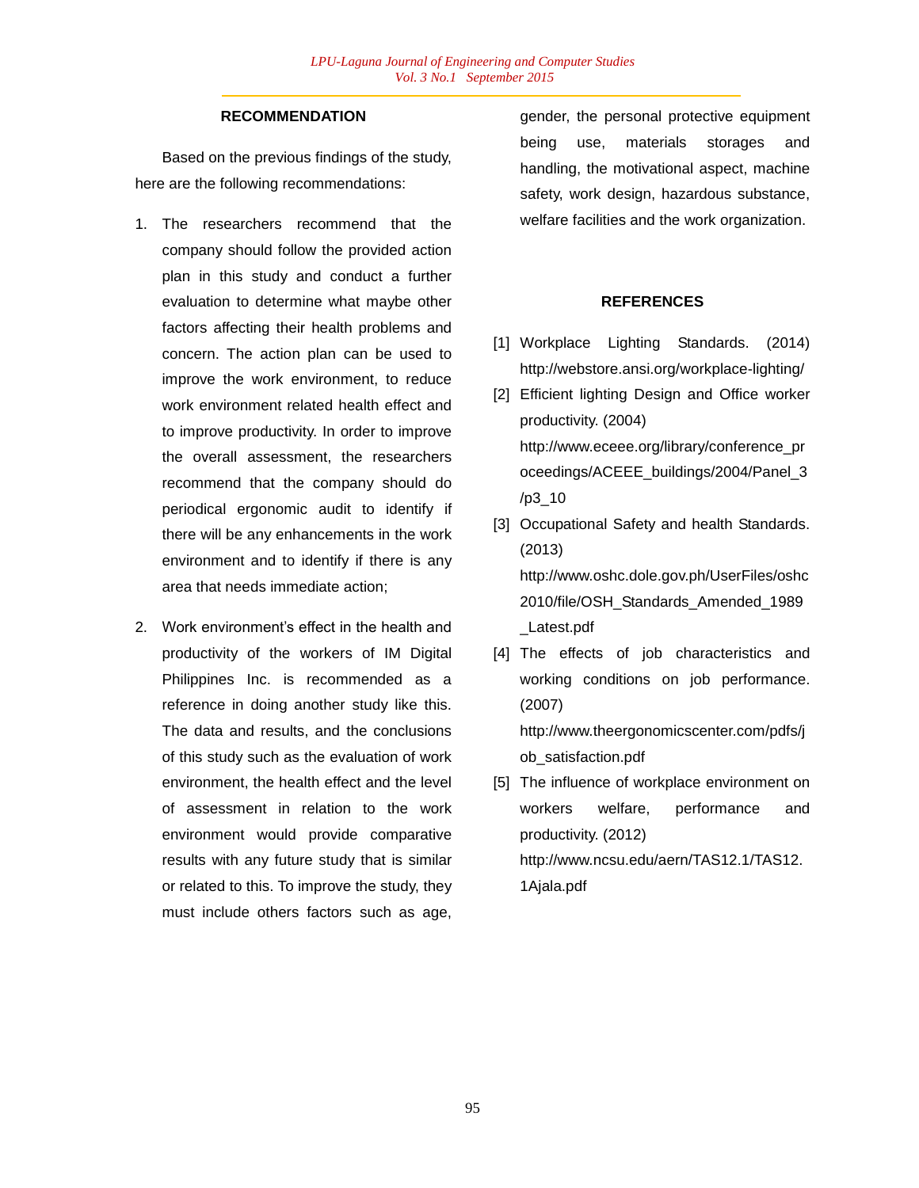## RECOMMENDATION

Based on the previous findings of the study, here are the following recommendations:

1. The researchers recommend that the company should follow the provided action plan in this study and conduct a further evaluation to determine what maybe other factors affecting their health problems and concern. The action plan can be used to improve the work environment, to reduce work environment related health effect and to improve productivity. In order to improve the overall assessment, the researchers recommend that the company should do periodical ergonomic audit to identify if there will be any enhancements in the work environment and to identify if there is any area that needs immediate action;

2. Work environment's effect in the health and productivity of the workers of IM Digital Philippines Inc. is recommended as a reference in doing another study like this. The data and results, and the conclusions of this study such as the evaluation of work environment, the health effect and the level of assessment in relation to the work environment would provide comparative results with any future study that is similar or related to this. To improve the study, they must include others factors such as age, gender, the personal protective equipment being use, materials storages and handling, the motivational aspect, machine safety, work design, hazardous substance, welfare facilities and the work organization.

## REFERENCES

[1] Workplace Lighting Standards. (2014) http://webstore.ansi.org/workplace-lighting/

[2] Efficient lighting Design and Office worker productivity. (2004) http://www.eceee.org/library/conference_proceedings/ACEEE_buildings/2004/Panel_3/p3_10

[3] Occupational Safety and health Standards. (2013) http://www.oshc.dole.gov.ph/UserFiles/oshc2010/file/OSH_Standards_Amended_1989_Latest.pdf

[4] The effects of job characteristics and working conditions on job performance. (2007) http://www.theergonomicscenter.com/pdfs/job_satisfaction.pdf

[5] The influence of workplace environment on workers welfare, performance and productivity. (2012) http://www.ncsu.edu/aern/TAS12.1/TAS12.1Ajala.pdf